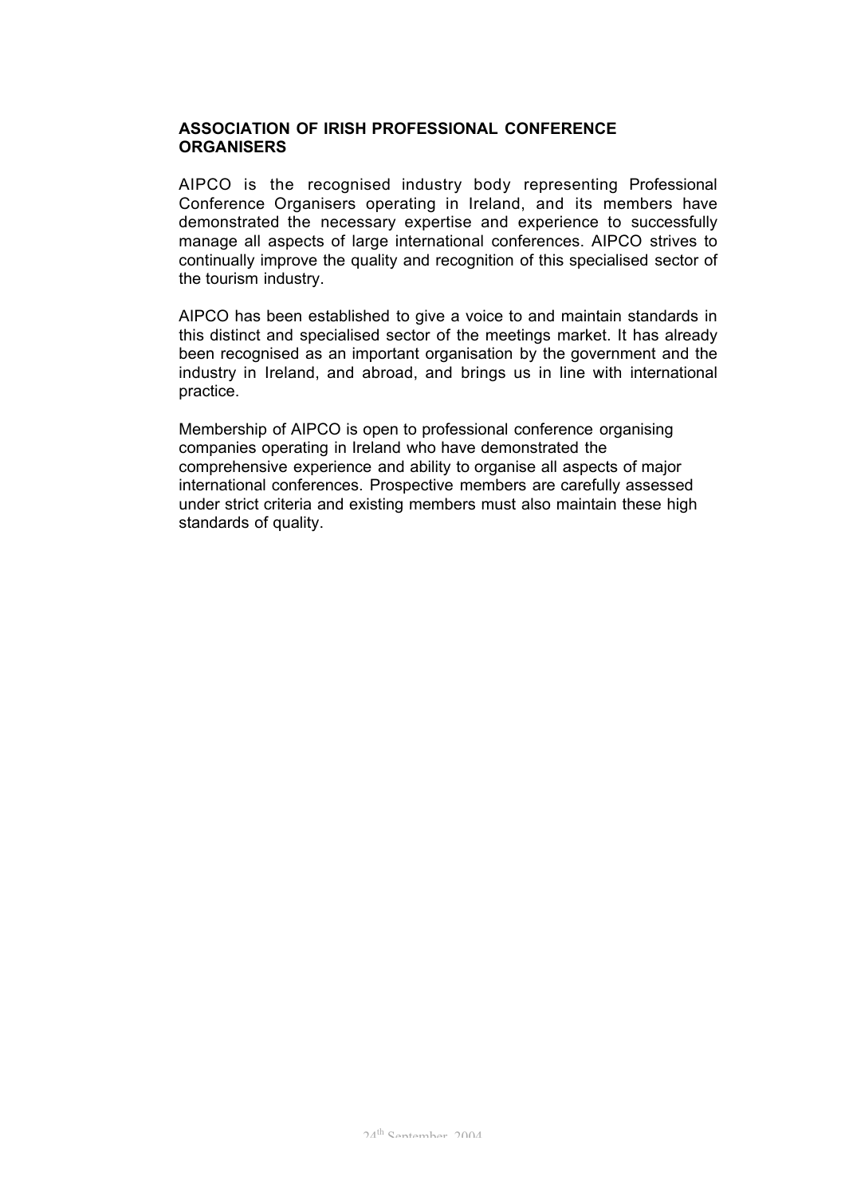## ASSOCIATION OF IRISH PROFESSIONAL CONFERENCE ORGANISERS

AIPCO is the recognised industry body representing Professional Conference Organisers operating in Ireland, and its members have demonstrated the necessary expertise and experience to successfully manage all aspects of large international conferences. AIPCO strives to continually improve the quality and recognition of this specialised sector of the tourism industry.

AIPCO has been established to give a voice to and maintain standards in this distinct and specialised sector of the meetings market. It has already been recognised as an important organisation by the government and the industry in Ireland, and abroad, and brings us in line with international practice.

Membership of AIPCO is open to professional conference organising companies operating in Ireland who have demonstrated the comprehensive experience and ability to organise all aspects of major international conferences. Prospective members are carefully assessed under strict criteria and existing members must also maintain these high standards of quality.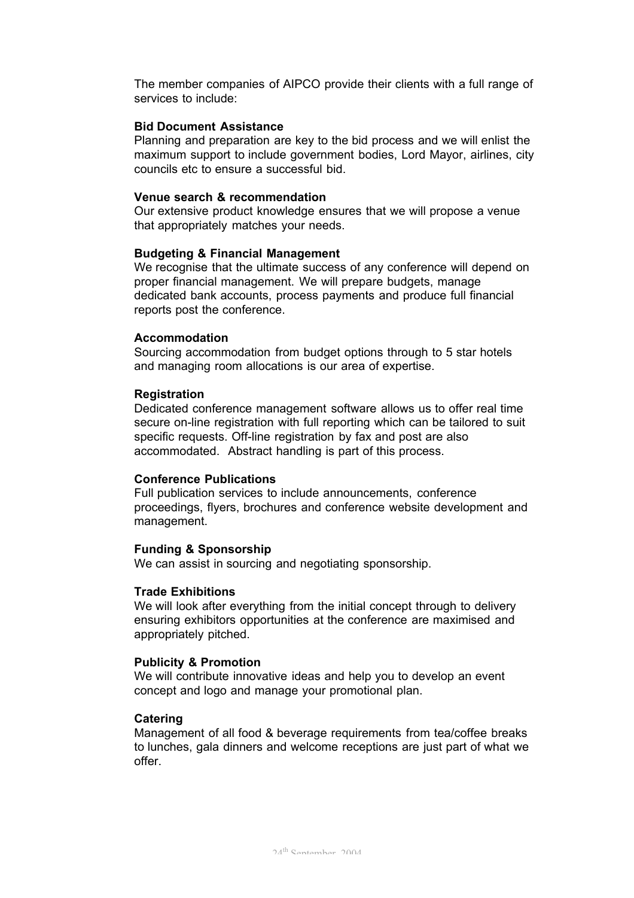The member companies of AIPCO provide their clients with a full range of services to include:

**Bid Document Assistance**
Planning and preparation are key to the bid process and we will enlist the maximum support to include government bodies, Lord Mayor, airlines, city councils etc to ensure a successful bid.

**Venue search & recommendation**
Our extensive product knowledge ensures that we will propose a venue that appropriately matches your needs.

**Budgeting & Financial Management**
We recognise that the ultimate success of any conference will depend on proper financial management. We will prepare budgets, manage dedicated bank accounts, process payments and produce full financial reports post the conference.

**Accommodation**
Sourcing accommodation from budget options through to 5 star hotels and managing room allocations is our area of expertise.

**Registration**
Dedicated conference management software allows us to offer real time secure on-line registration with full reporting which can be tailored to suit specific requests. Off-line registration by fax and post are also accommodated. Abstract handling is part of this process.

**Conference Publications**
Full publication services to include announcements, conference proceedings, flyers, brochures and conference website development and management.

**Funding & Sponsorship**
We can assist in sourcing and negotiating sponsorship.

**Trade Exhibitions**
We will look after everything from the initial concept through to delivery ensuring exhibitors opportunities at the conference are maximised and appropriately pitched.

**Publicity & Promotion**
We will contribute innovative ideas and help you to develop an event concept and logo and manage your promotional plan.

**Catering**
Management of all food & beverage requirements from tea/coffee breaks to lunches, gala dinners and welcome receptions are just part of what we offer.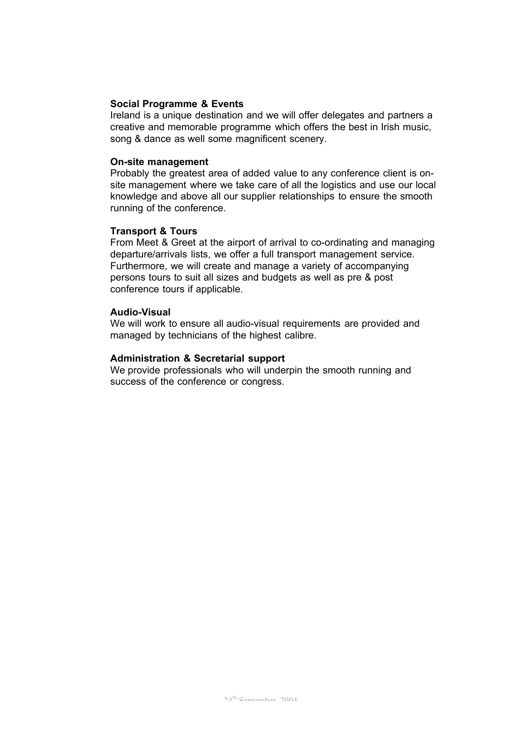**Social Programme & Events**

Ireland is a unique destination and we will offer delegates and partners a creative and memorable programme which offers the best in Irish music, song & dance as well some magnificent scenery.

**On-site management**

Probably the greatest area of added value to any conference client is on-site management where we take care of all the logistics and use our local knowledge and above all our supplier relationships to ensure the smooth running of the conference.

**Transport & Tours**

From Meet & Greet at the airport of arrival to co-ordinating and managing departure/arrivals lists, we offer a full transport management service. Furthermore, we will create and manage a variety of accompanying persons tours to suit all sizes and budgets as well as pre & post conference tours if applicable.

**Audio-Visual**

We will work to ensure all audio-visual requirements are provided and managed by technicians of the highest calibre.

**Administration & Secretarial support**

We provide professionals who will underpin the smooth running and success of the conference or congress.